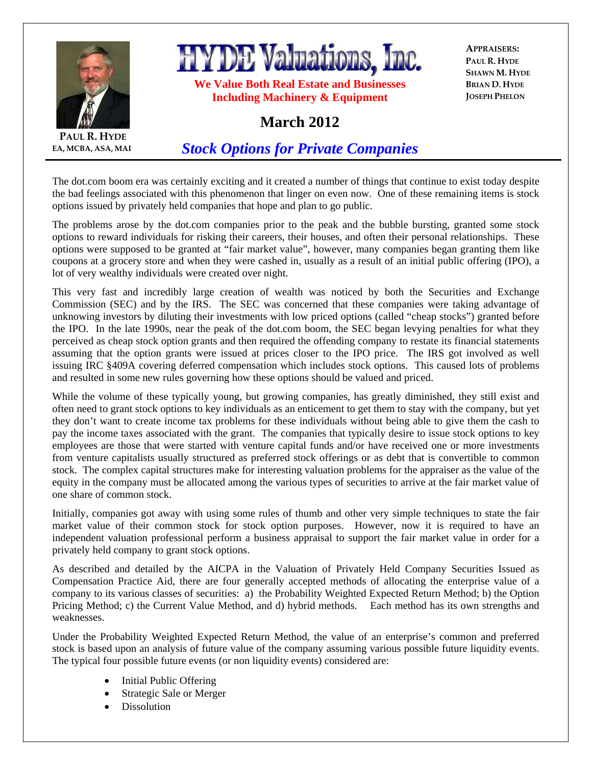PAUL R. HYDE
EA, MCBA, ASA, MAI

# HYDE Valuations, Inc.

**We Value Both Real Estate and Businesses**
**Including Machinery & Equipment**

APPRAISERS:
PAUL R. HYDE
SHAWN M. HYDE
BRIAN D. HYDE
JOSEPH PHELON

## March 2012

## *Stock Options for Private Companies*

The dot.com boom era was certainly exciting and it created a number of things that continue to exist today despite the bad feelings associated with this phenomenon that linger on even now. One of these remaining items is stock options issued by privately held companies that hope and plan to go public.

The problems arose by the dot.com companies prior to the peak and the bubble bursting, granted some stock options to reward individuals for risking their careers, their houses, and often their personal relationships. These options were supposed to be granted at "fair market value", however, many companies began granting them like coupons at a grocery store and when they were cashed in, usually as a result of an initial public offering (IPO), a lot of very wealthy individuals were created over night.

This very fast and incredibly large creation of wealth was noticed by both the Securities and Exchange Commission (SEC) and by the IRS. The SEC was concerned that these companies were taking advantage of unknowing investors by diluting their investments with low priced options (called "cheap stocks") granted before the IPO. In the late 1990s, near the peak of the dot.com boom, the SEC began levying penalties for what they perceived as cheap stock option grants and then required the offending company to restate its financial statements assuming that the option grants were issued at prices closer to the IPO price. The IRS got involved as well issuing IRC §409A covering deferred compensation which includes stock options. This caused lots of problems and resulted in some new rules governing how these options should be valued and priced.

While the volume of these typically young, but growing companies, has greatly diminished, they still exist and often need to grant stock options to key individuals as an enticement to get them to stay with the company, but yet they don't want to create income tax problems for these individuals without being able to give them the cash to pay the income taxes associated with the grant. The companies that typically desire to issue stock options to key employees are those that were started with venture capital funds and/or have received one or more investments from venture capitalists usually structured as preferred stock offerings or as debt that is convertible to common stock. The complex capital structures make for interesting valuation problems for the appraiser as the value of the equity in the company must be allocated among the various types of securities to arrive at the fair market value of one share of common stock.

Initially, companies got away with using some rules of thumb and other very simple techniques to state the fair market value of their common stock for stock option purposes. However, now it is required to have an independent valuation professional perform a business appraisal to support the fair market value in order for a privately held company to grant stock options.

As described and detailed by the AICPA in the Valuation of Privately Held Company Securities Issued as Compensation Practice Aid, there are four generally accepted methods of allocating the enterprise value of a company to its various classes of securities: a) the Probability Weighted Expected Return Method; b) the Option Pricing Method; c) the Current Value Method, and d) hybrid methods. Each method has its own strengths and weaknesses.

Under the Probability Weighted Expected Return Method, the value of an enterprise's common and preferred stock is based upon an analysis of future value of the company assuming various possible future liquidity events. The typical four possible future events (or non liquidity events) considered are:

- Initial Public Offering
- Strategic Sale or Merger
- Dissolution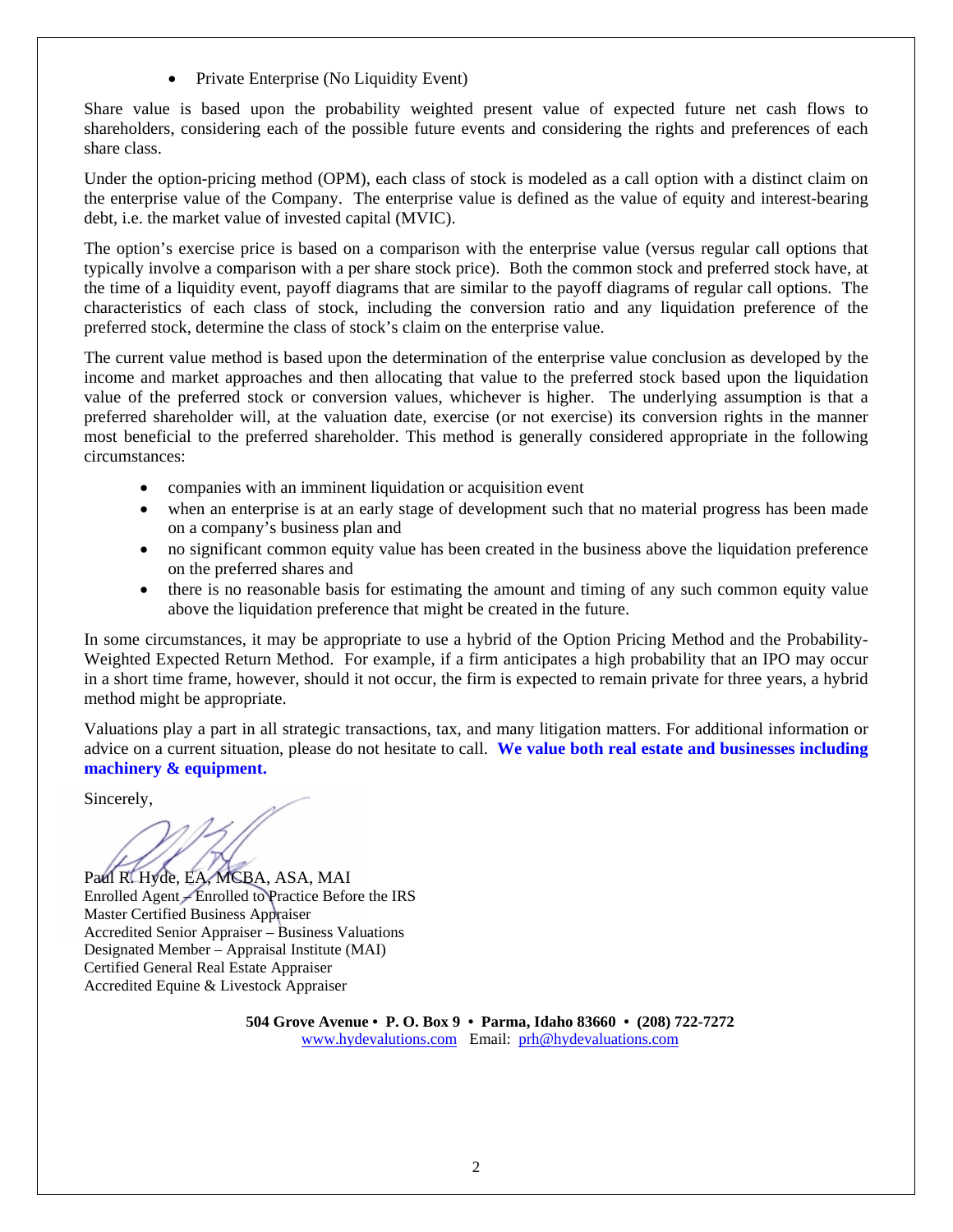- Private Enterprise (No Liquidity Event)

Share value is based upon the probability weighted present value of expected future net cash flows to shareholders, considering each of the possible future events and considering the rights and preferences of each share class.

Under the option-pricing method (OPM), each class of stock is modeled as a call option with a distinct claim on the enterprise value of the Company. The enterprise value is defined as the value of equity and interest-bearing debt, i.e. the market value of invested capital (MVIC).

The option's exercise price is based on a comparison with the enterprise value (versus regular call options that typically involve a comparison with a per share stock price). Both the common stock and preferred stock have, at the time of a liquidity event, payoff diagrams that are similar to the payoff diagrams of regular call options. The characteristics of each class of stock, including the conversion ratio and any liquidation preference of the preferred stock, determine the class of stock's claim on the enterprise value.

The current value method is based upon the determination of the enterprise value conclusion as developed by the income and market approaches and then allocating that value to the preferred stock based upon the liquidation value of the preferred stock or conversion values, whichever is higher. The underlying assumption is that a preferred shareholder will, at the valuation date, exercise (or not exercise) its conversion rights in the manner most beneficial to the preferred shareholder. This method is generally considered appropriate in the following circumstances:

- companies with an imminent liquidation or acquisition event
- when an enterprise is at an early stage of development such that no material progress has been made on a company's business plan and
- no significant common equity value has been created in the business above the liquidation preference on the preferred shares and
- there is no reasonable basis for estimating the amount and timing of any such common equity value above the liquidation preference that might be created in the future.

In some circumstances, it may be appropriate to use a hybrid of the Option Pricing Method and the Probability-Weighted Expected Return Method. For example, if a firm anticipates a high probability that an IPO may occur in a short time frame, however, should it not occur, the firm is expected to remain private for three years, a hybrid method might be appropriate.

Valuations play a part in all strategic transactions, tax, and many litigation matters. For additional information or advice on a current situation, please do not hesitate to call. **We value both real estate and businesses including machinery & equipment.**

Sincerely,

Paul R. Hyde, EA, MCBA, ASA, MAI
Enrolled Agent – Enrolled to Practice Before the IRS
Master Certified Business Appraiser
Accredited Senior Appraiser – Business Valuations
Designated Member – Appraisal Institute (MAI)
Certified General Real Estate Appraiser
Accredited Equine & Livestock Appraiser

**504 Grove Avenue • P. O. Box 9 • Parma, Idaho 83660 • (208) 722-7272**
www.hydevalutions.com Email: prh@hydevaluations.com